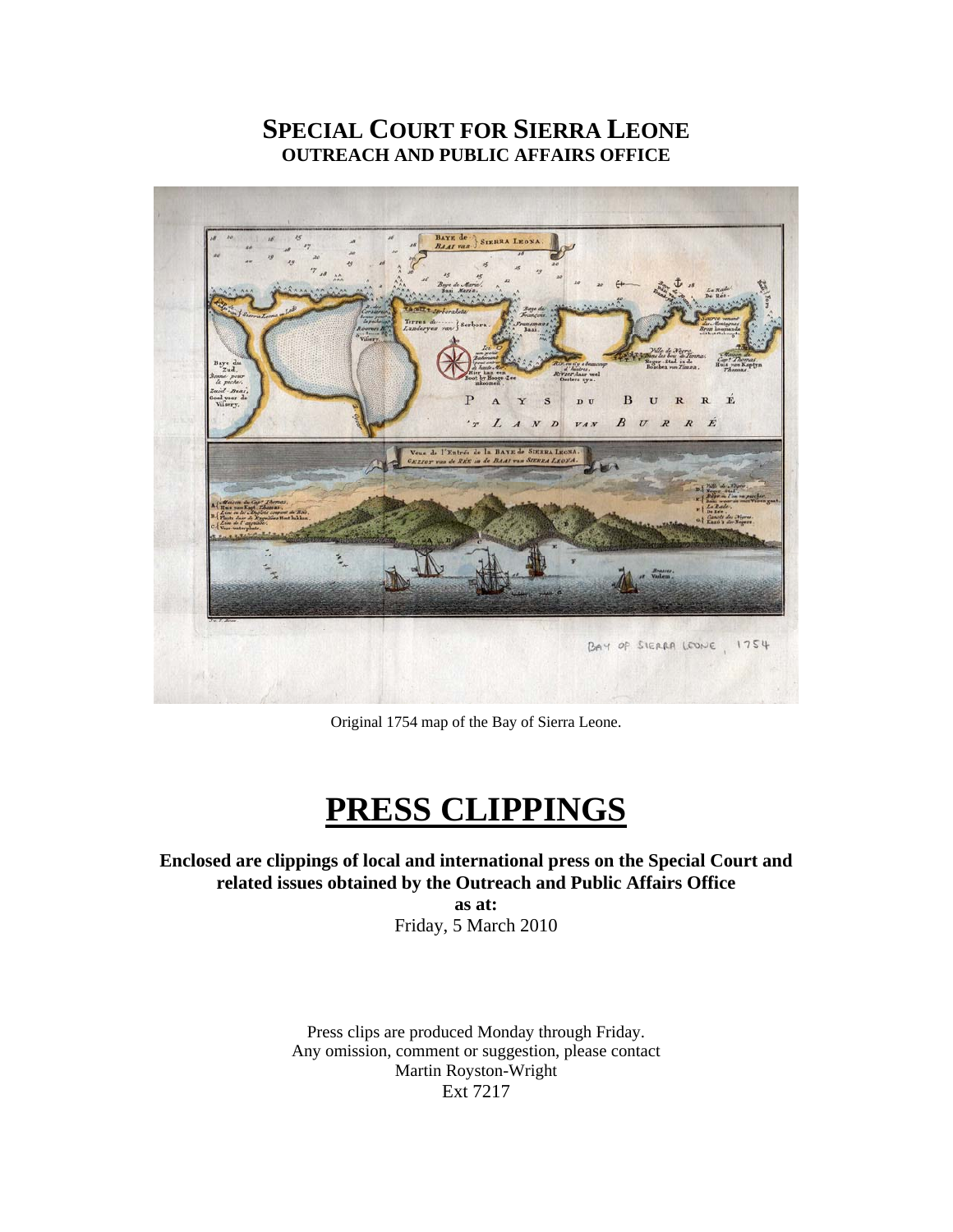# SPECIAL COURT FOR SIERRA LEONE
## OUTREACH AND PUBLIC AFFAIRS OFFICE

Original 1754 map of the Bay of Sierra Leone.

# PRESS CLIPPINGS

**Enclosed are clippings of local and international press on the Special Court and related issues obtained by the Outreach and Public Affairs Office**

**as at:**

Friday, 5 March 2010

Press clips are produced Monday through Friday.
Any omission, comment or suggestion, please contact
Martin Royston-Wright
Ext 7217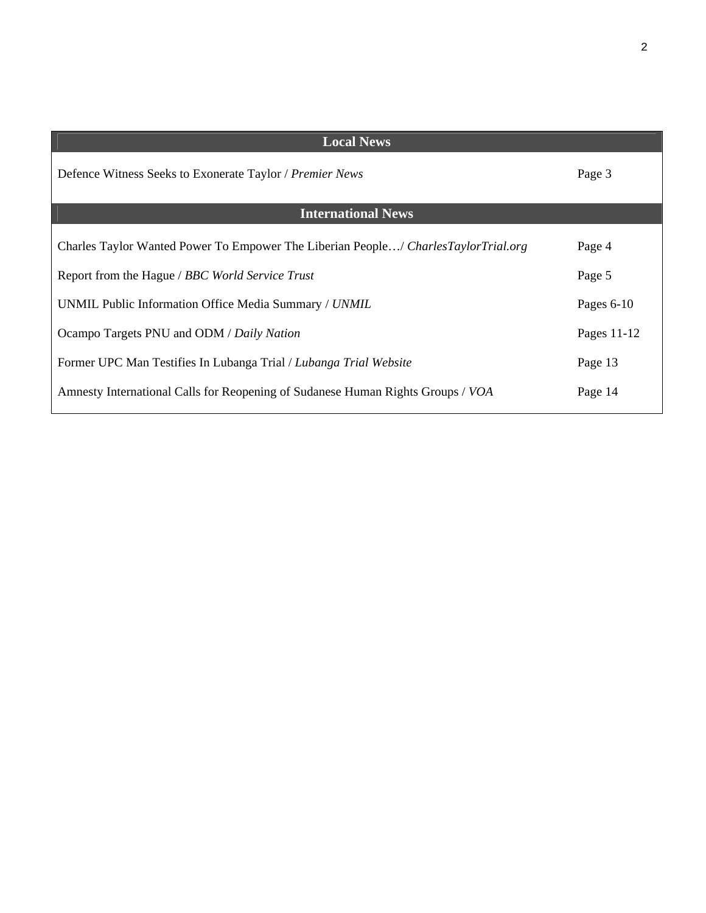| Local News | |
|---|---|
| Defence Witness Seeks to Exonerate Taylor / *Premier News* | Page 3 |
| **International News** | |
| Charles Taylor Wanted Power To Empower The Liberian People…/ *CharlesTaylorTrial.org* | Page 4 |
| Report from the Hague / *BBC World Service Trust* | Page 5 |
| UNMIL Public Information Office Media Summary / *UNMIL* | Pages 6-10 |
| Ocampo Targets PNU and ODM / *Daily Nation* | Pages 11-12 |
| Former UPC Man Testifies In Lubanga Trial / *Lubanga Trial Website* | Page 13 |
| Amnesty International Calls for Reopening of Sudanese Human Rights Groups / *VOA* | Page 14 |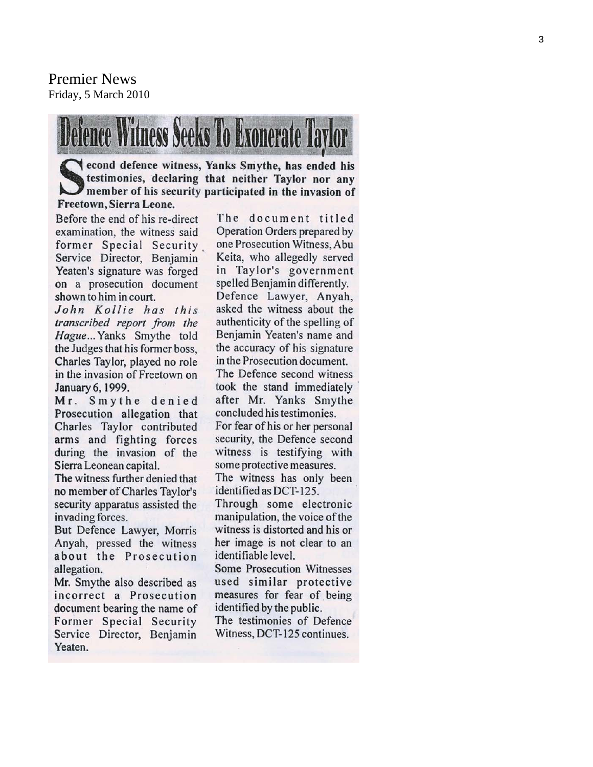Premier News
Friday, 5 March 2010

# Defence Witness Seeks To Exonerate Taylor

**Second defence witness, Yanks Smythe, has ended his testimonies, declaring that neither Taylor nor any member of his security participated in the invasion of Freetown, Sierra Leone.**

Before the end of his re-direct examination, the witness said former Special Security Service Director, Benjamin Yeaten's signature was forged on a prosecution document shown to him in court.

*John Kollie has this transcribed report from the Hague...* Yanks Smythe told the Judges that his former boss, Charles Taylor, played no role in the invasion of Freetown on January 6, 1999.

Mr. Smythe denied Prosecution allegation that Charles Taylor contributed arms and fighting forces during the invasion of the Sierra Leonean capital.

The witness further denied that no member of Charles Taylor's security apparatus assisted the invading forces.

But Defence Lawyer, Morris Anyah, pressed the witness about the Prosecution allegation.

Mr. Smythe also described as incorrect a Prosecution document bearing the name of Former Special Security Service Director, Benjamin Yeaten.

The document titled Operation Orders prepared by one Prosecution Witness, Abu Keita, who allegedly served in Taylor's government spelled Benjamin differently.

Defence Lawyer, Anyah, asked the witness about the authenticity of the spelling of Benjamin Yeaten's name and the accuracy of his signature in the Prosecution document.

The Defence second witness took the stand immediately after Mr. Yanks Smythe concluded his testimonies.

For fear of his or her personal security, the Defence second witness is testifying with some protective measures.

The witness has only been identified as DCT-125.

Through some electronic manipulation, the voice of the witness is distorted and his or her image is not clear to an identifiable level.

Some Prosecution Witnesses used similar protective measures for fear of being identified by the public.

The testimonies of Defence Witness, DCT-125 continues.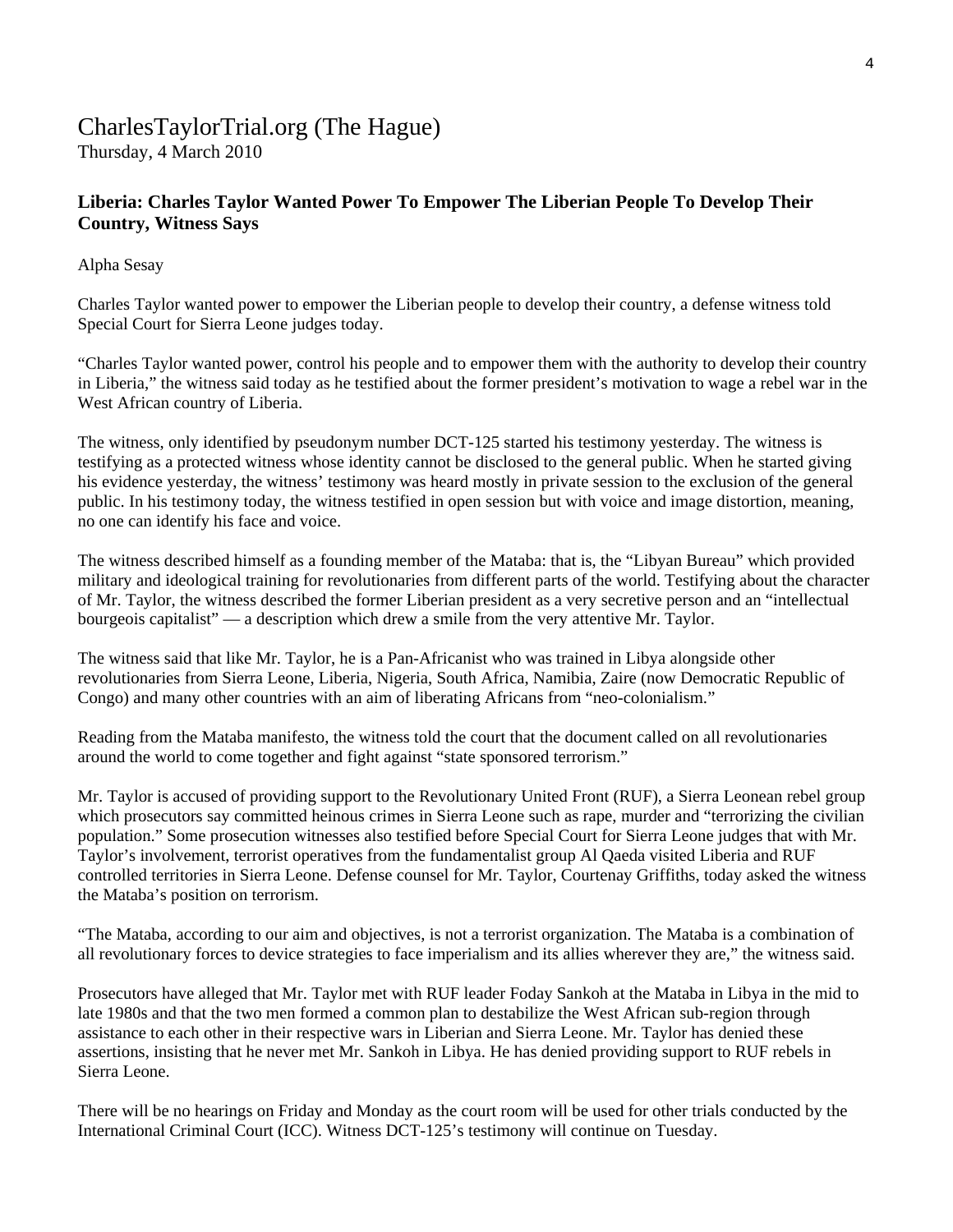# CharlesTaylorTrial.org (The Hague)

Thursday, 4 March 2010

## Liberia: Charles Taylor Wanted Power To Empower The Liberian People To Develop Their Country, Witness Says

Alpha Sesay

Charles Taylor wanted power to empower the Liberian people to develop their country, a defense witness told Special Court for Sierra Leone judges today.

"Charles Taylor wanted power, control his people and to empower them with the authority to develop their country in Liberia," the witness said today as he testified about the former president's motivation to wage a rebel war in the West African country of Liberia.

The witness, only identified by pseudonym number DCT-125 started his testimony yesterday. The witness is testifying as a protected witness whose identity cannot be disclosed to the general public. When he started giving his evidence yesterday, the witness' testimony was heard mostly in private session to the exclusion of the general public. In his testimony today, the witness testified in open session but with voice and image distortion, meaning, no one can identify his face and voice.

The witness described himself as a founding member of the Mataba: that is, the "Libyan Bureau" which provided military and ideological training for revolutionaries from different parts of the world. Testifying about the character of Mr. Taylor, the witness described the former Liberian president as a very secretive person and an "intellectual bourgeois capitalist" — a description which drew a smile from the very attentive Mr. Taylor.

The witness said that like Mr. Taylor, he is a Pan-Africanist who was trained in Libya alongside other revolutionaries from Sierra Leone, Liberia, Nigeria, South Africa, Namibia, Zaire (now Democratic Republic of Congo) and many other countries with an aim of liberating Africans from "neo-colonialism."

Reading from the Mataba manifesto, the witness told the court that the document called on all revolutionaries around the world to come together and fight against "state sponsored terrorism."

Mr. Taylor is accused of providing support to the Revolutionary United Front (RUF), a Sierra Leonean rebel group which prosecutors say committed heinous crimes in Sierra Leone such as rape, murder and "terrorizing the civilian population." Some prosecution witnesses also testified before Special Court for Sierra Leone judges that with Mr. Taylor's involvement, terrorist operatives from the fundamentalist group Al Qaeda visited Liberia and RUF controlled territories in Sierra Leone. Defense counsel for Mr. Taylor, Courtenay Griffiths, today asked the witness the Mataba's position on terrorism.

"The Mataba, according to our aim and objectives, is not a terrorist organization. The Mataba is a combination of all revolutionary forces to device strategies to face imperialism and its allies wherever they are," the witness said.

Prosecutors have alleged that Mr. Taylor met with RUF leader Foday Sankoh at the Mataba in Libya in the mid to late 1980s and that the two men formed a common plan to destabilize the West African sub-region through assistance to each other in their respective wars in Liberian and Sierra Leone. Mr. Taylor has denied these assertions, insisting that he never met Mr. Sankoh in Libya. He has denied providing support to RUF rebels in Sierra Leone.

There will be no hearings on Friday and Monday as the court room will be used for other trials conducted by the International Criminal Court (ICC). Witness DCT-125's testimony will continue on Tuesday.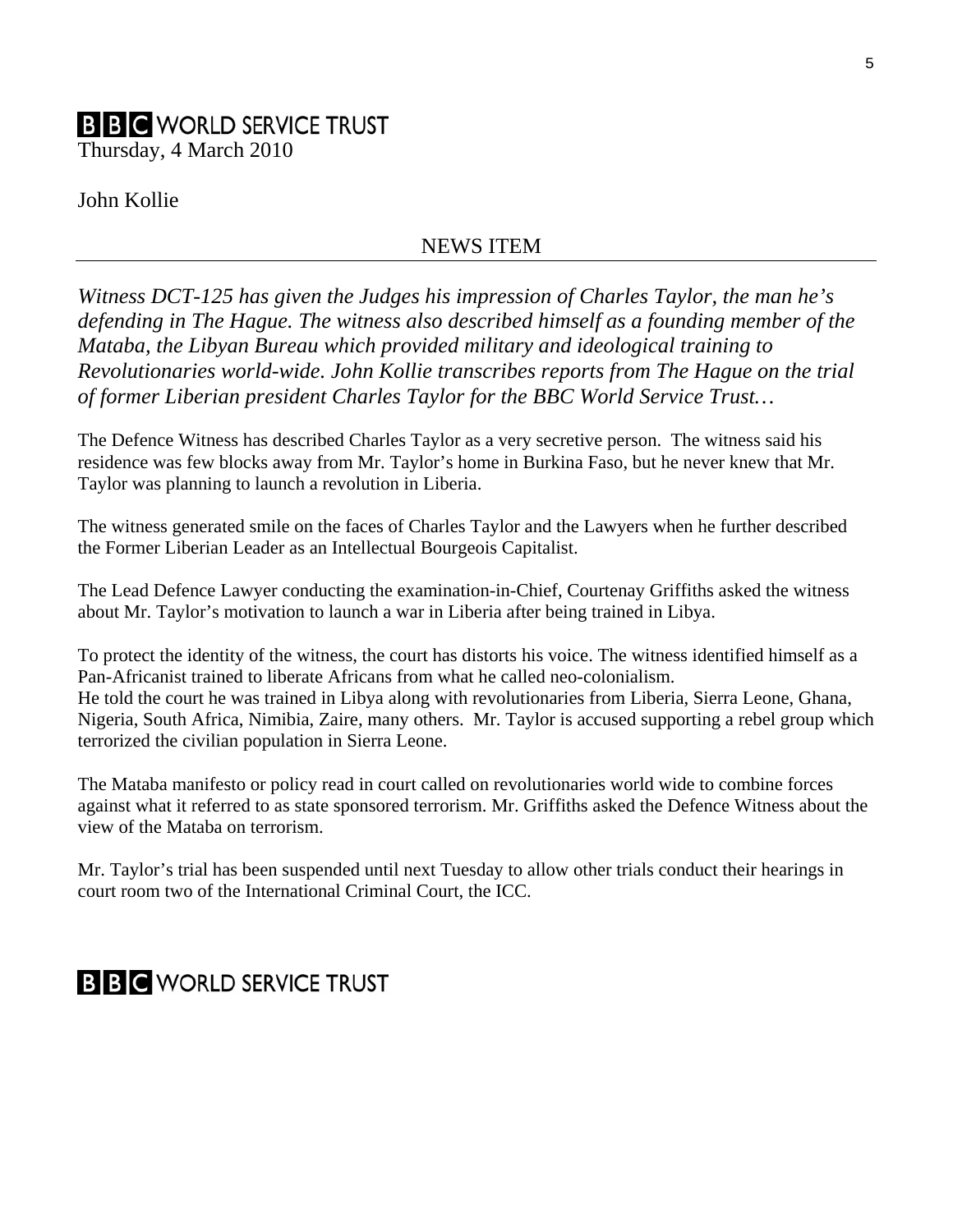**BBC WORLD SERVICE TRUST**

Thursday, 4 March 2010

John Kollie

## NEWS ITEM

*Witness DCT-125 has given the Judges his impression of Charles Taylor, the man he's defending in The Hague. The witness also described himself as a founding member of the Mataba, the Libyan Bureau which provided military and ideological training to Revolutionaries world-wide. John Kollie transcribes reports from The Hague on the trial of former Liberian president Charles Taylor for the BBC World Service Trust…*

The Defence Witness has described Charles Taylor as a very secretive person. The witness said his residence was few blocks away from Mr. Taylor's home in Burkina Faso, but he never knew that Mr. Taylor was planning to launch a revolution in Liberia.

The witness generated smile on the faces of Charles Taylor and the Lawyers when he further described the Former Liberian Leader as an Intellectual Bourgeois Capitalist.

The Lead Defence Lawyer conducting the examination-in-Chief, Courtenay Griffiths asked the witness about Mr. Taylor's motivation to launch a war in Liberia after being trained in Libya.

To protect the identity of the witness, the court has distorts his voice. The witness identified himself as a Pan-Africanist trained to liberate Africans from what he called neo-colonialism.
He told the court he was trained in Libya along with revolutionaries from Liberia, Sierra Leone, Ghana, Nigeria, South Africa, Nimibia, Zaire, many others. Mr. Taylor is accused supporting a rebel group which terrorized the civilian population in Sierra Leone.

The Mataba manifesto or policy read in court called on revolutionaries world wide to combine forces against what it referred to as state sponsored terrorism. Mr. Griffiths asked the Defence Witness about the view of the Mataba on terrorism.

Mr. Taylor's trial has been suspended until next Tuesday to allow other trials conduct their hearings in court room two of the International Criminal Court, the ICC.

**BBC WORLD SERVICE TRUST**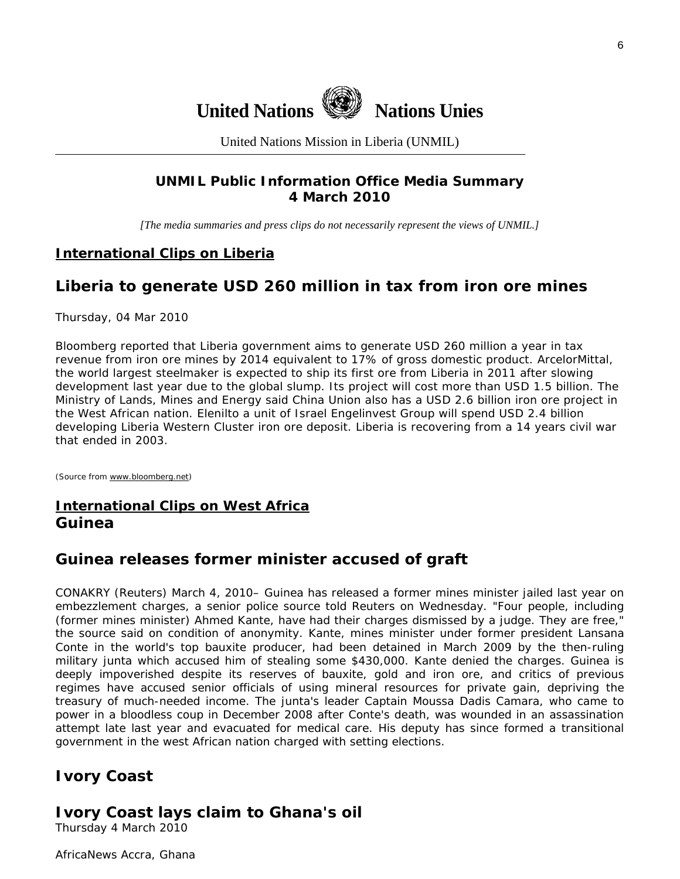**United Nations Nations Unies**

United Nations Mission in Liberia (UNMIL)

**UNMIL Public Information Office Media Summary**
**4 March 2010**

*[The media summaries and press clips do not necessarily represent the views of UNMIL.]*

## International Clips on Liberia

## Liberia to generate USD 260 million in tax from iron ore mines

Thursday, 04 Mar 2010

Bloomberg reported that Liberia government aims to generate USD 260 million a year in tax revenue from iron ore mines by 2014 equivalent to 17% of gross domestic product. ArcelorMittal, the world largest steelmaker is expected to ship its first ore from Liberia in 2011 after slowing development last year due to the global slump. Its project will cost more than USD 1.5 billion. The Ministry of Lands, Mines and Energy said China Union also has a USD 2.6 billion iron ore project in the West African nation. Elenilto a unit of Israel Engelinvest Group will spend USD 2.4 billion developing Liberia Western Cluster iron ore deposit. Liberia is recovering from a 14 years civil war that ended in 2003.

(Source from www.bloomberg.net)

## International Clips on West Africa

## Guinea

## Guinea releases former minister accused of graft

CONAKRY (Reuters) March 4, 2010– Guinea has released a former mines minister jailed last year on embezzlement charges, a senior police source told Reuters on Wednesday. "Four people, including (former mines minister) Ahmed Kante, have had their charges dismissed by a judge. They are free," the source said on condition of anonymity. Kante, mines minister under former president Lansana Conte in the world's top bauxite producer, had been detained in March 2009 by the then-ruling military junta which accused him of stealing some $430,000. Kante denied the charges. Guinea is deeply impoverished despite its reserves of bauxite, gold and iron ore, and critics of previous regimes have accused senior officials of using mineral resources for private gain, depriving the treasury of much-needed income. The junta's leader Captain Moussa Dadis Camara, who came to power in a bloodless coup in December 2008 after Conte's death, was wounded in an assassination attempt late last year and evacuated for medical care. His deputy has since formed a transitional government in the west African nation charged with setting elections.

## Ivory Coast

## Ivory Coast lays claim to Ghana's oil

Thursday 4 March 2010

AfricaNews Accra, Ghana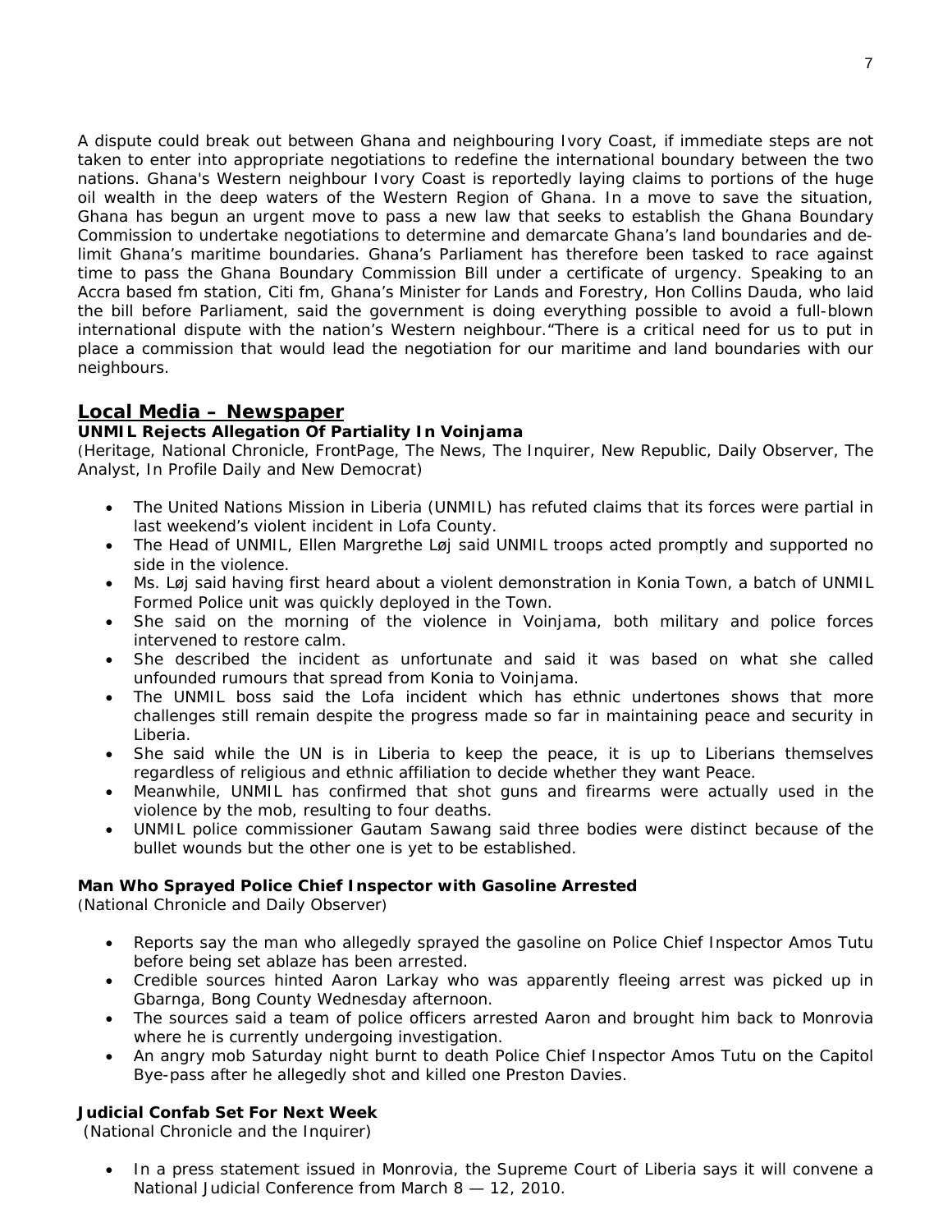A dispute could break out between Ghana and neighbouring Ivory Coast, if immediate steps are not taken to enter into appropriate negotiations to redefine the international boundary between the two nations. Ghana's Western neighbour Ivory Coast is reportedly laying claims to portions of the huge oil wealth in the deep waters of the Western Region of Ghana. In a move to save the situation, Ghana has begun an urgent move to pass a new law that seeks to establish the Ghana Boundary Commission to undertake negotiations to determine and demarcate Ghana's land boundaries and delimit Ghana's maritime boundaries. Ghana's Parliament has therefore been tasked to race against time to pass the Ghana Boundary Commission Bill under a certificate of urgency. Speaking to an Accra based fm station, Citi fm, Ghana's Minister for Lands and Forestry, Hon Collins Dauda, who laid the bill before Parliament, said the government is doing everything possible to avoid a full-blown international dispute with the nation's Western neighbour."There is a critical need for us to put in place a commission that would lead the negotiation for our maritime and land boundaries with our neighbours.

## Local Media – Newspaper

### UNMIL Rejects Allegation Of Partiality In Voinjama

(Heritage, National Chronicle, FrontPage, The News, The Inquirer, New Republic, Daily Observer, The Analyst, In Profile Daily and New Democrat)

- The United Nations Mission in Liberia (UNMIL) has refuted claims that its forces were partial in last weekend's violent incident in Lofa County.
- The Head of UNMIL, Ellen Margrethe Løj said UNMIL troops acted promptly and supported no side in the violence.
- Ms. Løj said having first heard about a violent demonstration in Konia Town, a batch of UNMIL Formed Police unit was quickly deployed in the Town.
- She said on the morning of the violence in Voinjama, both military and police forces intervened to restore calm.
- She described the incident as unfortunate and said it was based on what she called unfounded rumours that spread from Konia to Voinjama.
- The UNMIL boss said the Lofa incident which has ethnic undertones shows that more challenges still remain despite the progress made so far in maintaining peace and security in Liberia.
- She said while the UN is in Liberia to keep the peace, it is up to Liberians themselves regardless of religious and ethnic affiliation to decide whether they want Peace.
- Meanwhile, UNMIL has confirmed that shot guns and firearms were actually used in the violence by the mob, resulting to four deaths.
- UNMIL police commissioner Gautam Sawang said three bodies were distinct because of the bullet wounds but the other one is yet to be established.

### Man Who Sprayed Police Chief Inspector with Gasoline Arrested

(National Chronicle and Daily Observer)

- Reports say the man who allegedly sprayed the gasoline on Police Chief Inspector Amos Tutu before being set ablaze has been arrested.
- Credible sources hinted Aaron Larkay who was apparently fleeing arrest was picked up in Gbarnga, Bong County Wednesday afternoon.
- The sources said a team of police officers arrested Aaron and brought him back to Monrovia where he is currently undergoing investigation.
- An angry mob Saturday night burnt to death Police Chief Inspector Amos Tutu on the Capitol Bye-pass after he allegedly shot and killed one Preston Davies.

### Judicial Confab Set For Next Week

(National Chronicle and the Inquirer)

- In a press statement issued in Monrovia, the Supreme Court of Liberia says it will convene a National Judicial Conference from March 8 — 12, 2010.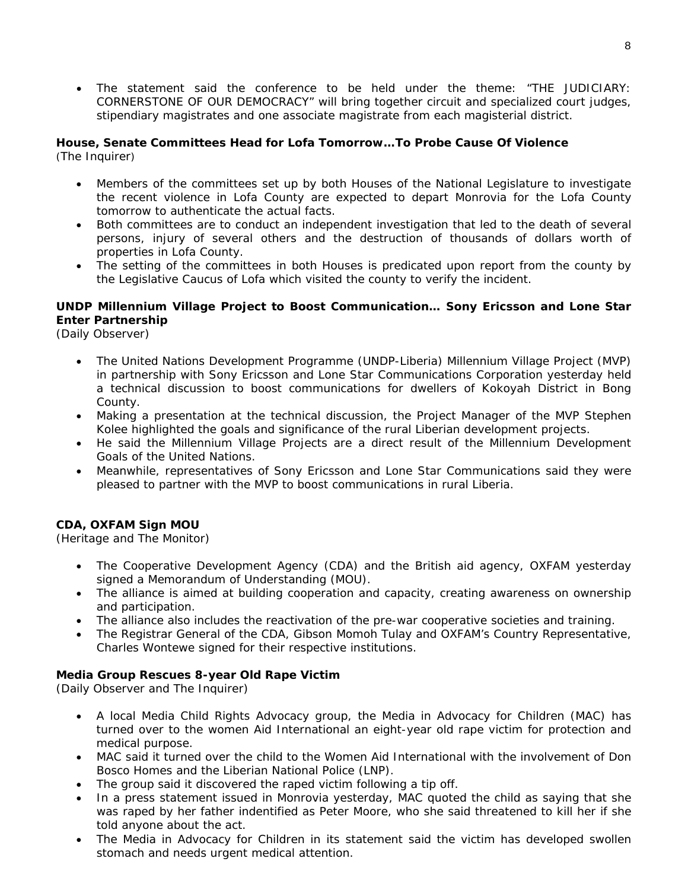- The statement said the conference to be held under the theme: "THE JUDICIARY: CORNERSTONE OF OUR DEMOCRACY" will bring together circuit and specialized court judges, stipendiary magistrates and one associate magistrate from each magisterial district.

**House, Senate Committees Head for Lofa Tomorrow…To Probe Cause Of Violence**
(The Inquirer)

- Members of the committees set up by both Houses of the National Legislature to investigate the recent violence in Lofa County are expected to depart Monrovia for the Lofa County tomorrow to authenticate the actual facts.
- Both committees are to conduct an independent investigation that led to the death of several persons, injury of several others and the destruction of thousands of dollars worth of properties in Lofa County.
- The setting of the committees in both Houses is predicated upon report from the county by the Legislative Caucus of Lofa which visited the county to verify the incident.

**UNDP Millennium Village Project to Boost Communication… Sony Ericsson and Lone Star Enter Partnership**
*(Daily Observer)*

- The United Nations Development Programme (UNDP-Liberia) Millennium Village Project (MVP) in partnership with Sony Ericsson and Lone Star Communications Corporation yesterday held a technical discussion to boost communications for dwellers of Kokoyah District in Bong County.
- Making a presentation at the technical discussion, the Project Manager of the MVP Stephen Kolee highlighted the goals and significance of the rural Liberian development projects.
- He said the Millennium Village Projects are a direct result of the Millennium Development Goals of the United Nations.
- Meanwhile, representatives of Sony Ericsson and Lone Star Communications said they were pleased to partner with the MVP to boost communications in rural Liberia.

**CDA, OXFAM Sign MOU**
*(Heritage and The Monitor)*

- The Cooperative Development Agency (CDA) and the British aid agency, OXFAM yesterday signed a Memorandum of Understanding (MOU).
- The alliance is aimed at building cooperation and capacity, creating awareness on ownership and participation.
- The alliance also includes the reactivation of the pre-war cooperative societies and training.
- The Registrar General of the CDA, Gibson Momoh Tulay and OXFAM's Country Representative, Charles Wontewe signed for their respective institutions.

**Media Group Rescues 8-year Old Rape Victim**
*(Daily Observer and The Inquirer)*

- A local Media Child Rights Advocacy group, the Media in Advocacy for Children (MAC) has turned over to the women Aid International an eight-year old rape victim for protection and medical purpose.
- MAC said it turned over the child to the Women Aid International with the involvement of Don Bosco Homes and the Liberian National Police (LNP).
- The group said it discovered the raped victim following a tip off.
- In a press statement issued in Monrovia yesterday, MAC quoted the child as saying that she was raped by her father indentified as Peter Moore, who she said threatened to kill her if she told anyone about the act.
- The Media in Advocacy for Children in its statement said the victim has developed swollen stomach and needs urgent medical attention.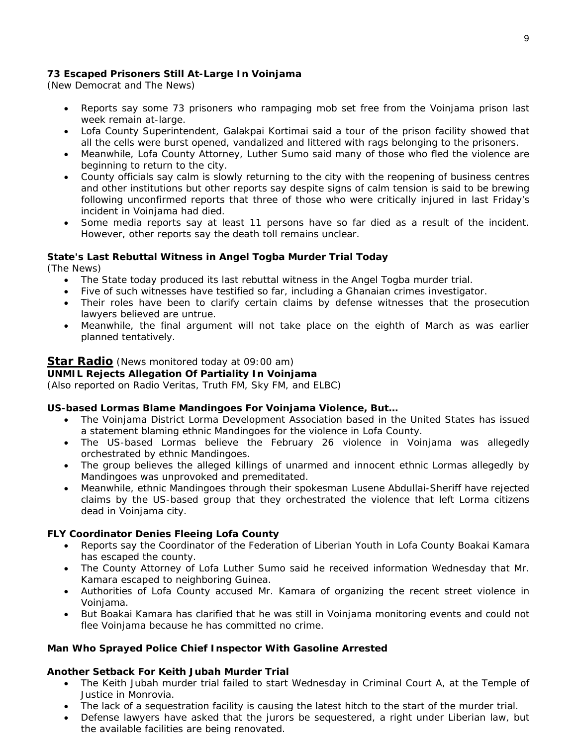**73 Escaped Prisoners Still At-Large In Voinjama**
(New Democrat and The News)

- Reports say some 73 prisoners who rampaging mob set free from the Voinjama prison last week remain at-large.
- Lofa County Superintendent, Galakpai Kortimai said a tour of the prison facility showed that all the cells were burst opened, vandalized and littered with rags belonging to the prisoners.
- Meanwhile, Lofa County Attorney, Luther Sumo said many of those who fled the violence are beginning to return to the city.
- County officials say calm is slowly returning to the city with the reopening of business centres and other institutions but other reports say despite signs of calm tension is said to be brewing following unconfirmed reports that three of those who were critically injured in last Friday's incident in Voinjama had died.
- Some media reports say at least 11 persons have so far died as a result of the incident. However, other reports say the death toll remains unclear.

**State's Last Rebuttal Witness in Angel Togba Murder Trial Today**
(The News)

- The State today produced its last rebuttal witness in the Angel Togba murder trial.
- Five of such witnesses have testified so far, including a Ghanaian crimes investigator.
- Their roles have been to clarify certain claims by defense witnesses that the prosecution lawyers believed are untrue.
- Meanwhile, the final argument will not take place on the eighth of March as was earlier planned tentatively.

## Star Radio (News monitored today at 09:00 am)

**UNMIL Rejects Allegation Of Partiality In Voinjama**
(Also reported on Radio Veritas, Truth FM, Sky FM, and ELBC)

**US-based Lormas Blame Mandingoes For Voinjama Violence, But…**

- The Voinjama District Lorma Development Association based in the United States has issued a statement blaming ethnic Mandingoes for the violence in Lofa County.
- The US-based Lormas believe the February 26 violence in Voinjama was allegedly orchestrated by ethnic Mandingoes.
- The group believes the alleged killings of unarmed and innocent ethnic Lormas allegedly by Mandingoes was unprovoked and premeditated.
- Meanwhile, ethnic Mandingoes through their spokesman Lusene Abdullai-Sheriff have rejected claims by the US-based group that they orchestrated the violence that left Lorma citizens dead in Voinjama city.

**FLY Coordinator Denies Fleeing Lofa County**

- Reports say the Coordinator of the Federation of Liberian Youth in Lofa County Boakai Kamara has escaped the county.
- The County Attorney of Lofa Luther Sumo said he received information Wednesday that Mr. Kamara escaped to neighboring Guinea.
- Authorities of Lofa County accused Mr. Kamara of organizing the recent street violence in Voinjama.
- But Boakai Kamara has clarified that he was still in Voinjama monitoring events and could not flee Voinjama because he has committed no crime.

**Man Who Sprayed Police Chief Inspector With Gasoline Arrested**

**Another Setback For Keith Jubah Murder Trial**

- The Keith Jubah murder trial failed to start Wednesday in Criminal Court A, at the Temple of Justice in Monrovia.
- The lack of a sequestration facility is causing the latest hitch to the start of the murder trial.
- Defense lawyers have asked that the jurors be sequestered, a right under Liberian law, but the available facilities are being renovated.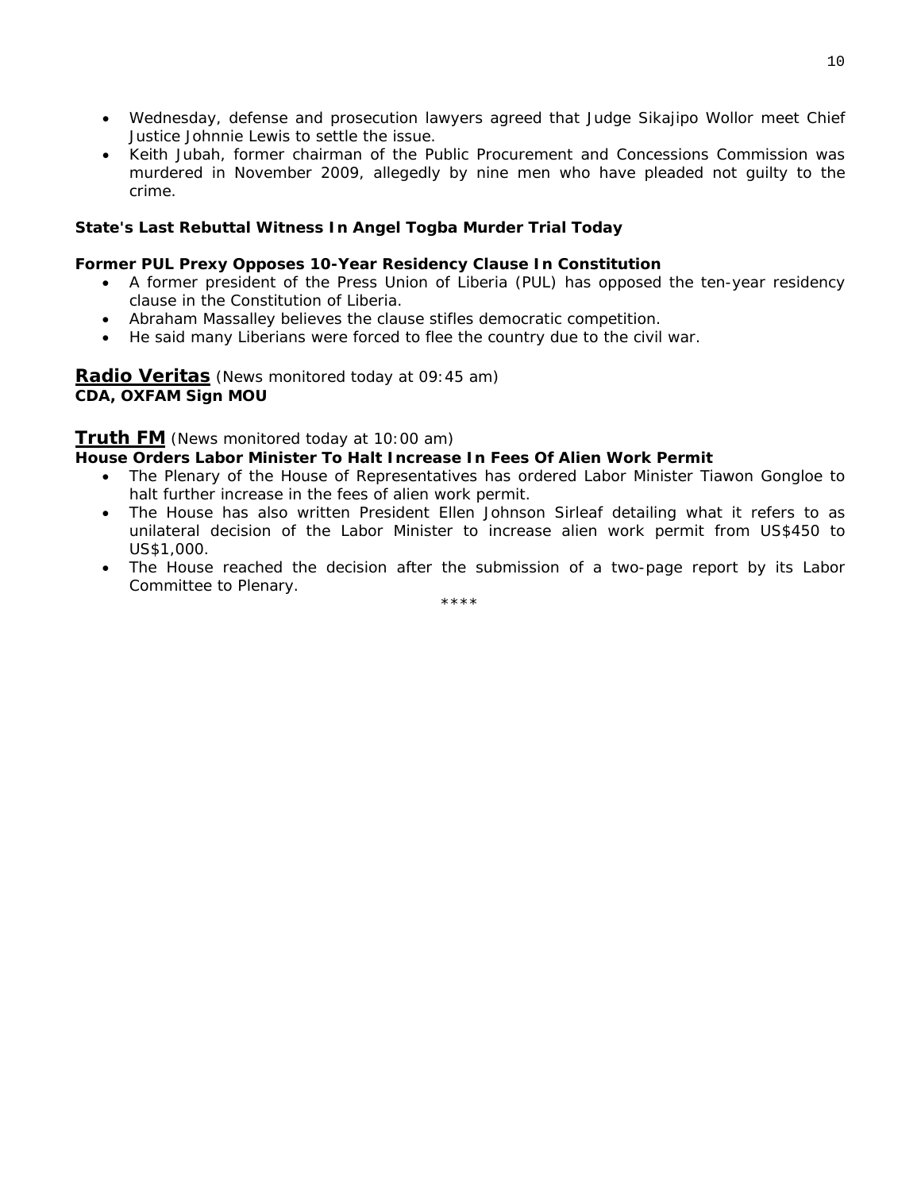- Wednesday, defense and prosecution lawyers agreed that Judge Sikajipo Wollor meet Chief Justice Johnnie Lewis to settle the issue.
- Keith Jubah, former chairman of the Public Procurement and Concessions Commission was murdered in November 2009, allegedly by nine men who have pleaded not guilty to the crime.

**State's Last Rebuttal Witness In Angel Togba Murder Trial Today**

**Former PUL Prexy Opposes 10-Year Residency Clause In Constitution**

- A former president of the Press Union of Liberia (PUL) has opposed the ten-year residency clause in the Constitution of Liberia.
- Abraham Massalley believes the clause stifles democratic competition.
- He said many Liberians were forced to flee the country due to the civil war.

## Radio Veritas (News monitored today at 09:45 am)

**CDA, OXFAM Sign MOU**

## Truth FM (News monitored today at 10:00 am)

**House Orders Labor Minister To Halt Increase In Fees Of Alien Work Permit**

- The Plenary of the House of Representatives has ordered Labor Minister Tiawon Gongloe to halt further increase in the fees of alien work permit.
- The House has also written President Ellen Johnson Sirleaf detailing what it refers to as unilateral decision of the Labor Minister to increase alien work permit from US$450 to US$1,000.
- The House reached the decision after the submission of a two-page report by its Labor Committee to Plenary.

****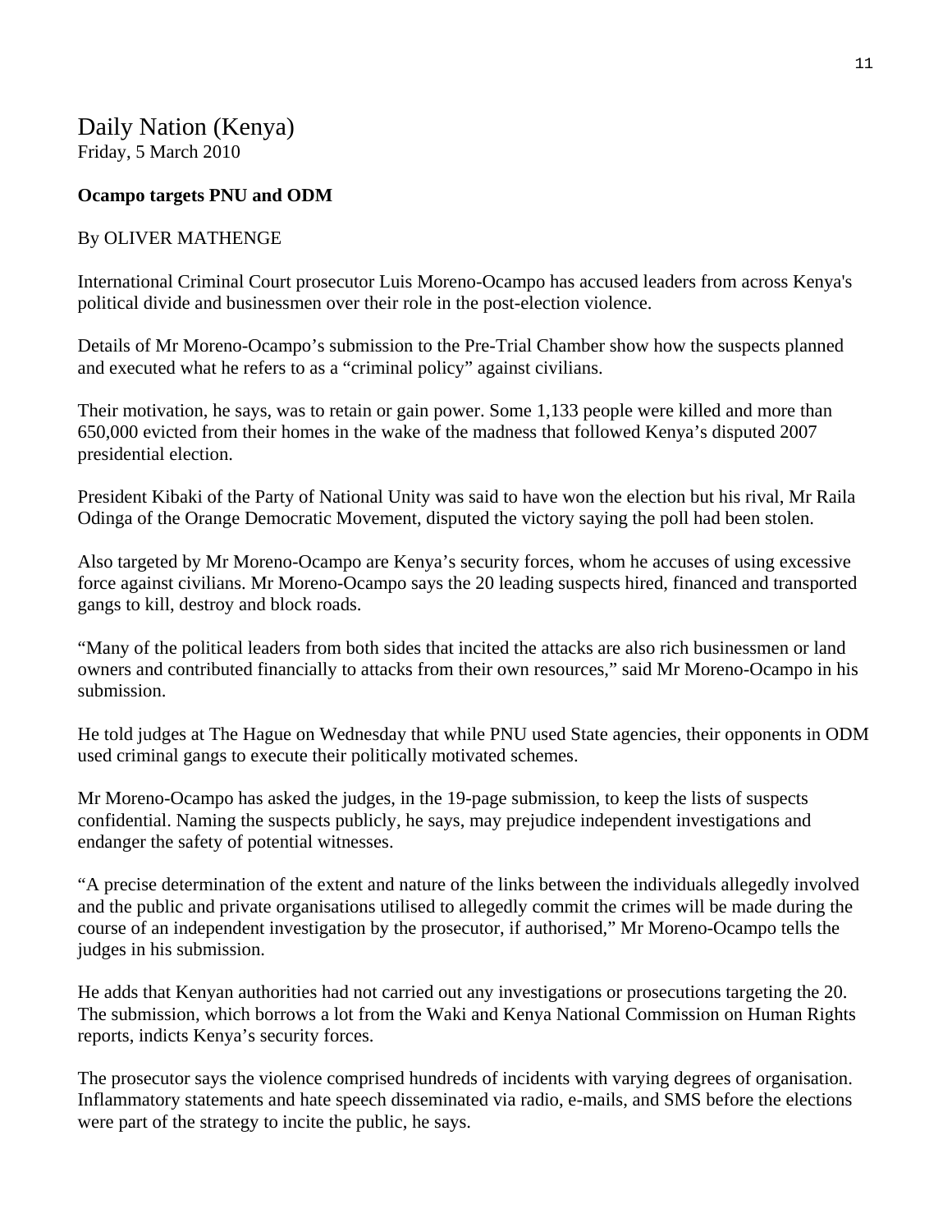Daily Nation (Kenya)
Friday, 5 March 2010

**Ocampo targets PNU and ODM**

By OLIVER MATHENGE

International Criminal Court prosecutor Luis Moreno-Ocampo has accused leaders from across Kenya's political divide and businessmen over their role in the post-election violence.

Details of Mr Moreno-Ocampo's submission to the Pre-Trial Chamber show how the suspects planned and executed what he refers to as a "criminal policy" against civilians.

Their motivation, he says, was to retain or gain power. Some 1,133 people were killed and more than 650,000 evicted from their homes in the wake of the madness that followed Kenya's disputed 2007 presidential election.

President Kibaki of the Party of National Unity was said to have won the election but his rival, Mr Raila Odinga of the Orange Democratic Movement, disputed the victory saying the poll had been stolen.

Also targeted by Mr Moreno-Ocampo are Kenya's security forces, whom he accuses of using excessive force against civilians. Mr Moreno-Ocampo says the 20 leading suspects hired, financed and transported gangs to kill, destroy and block roads.

"Many of the political leaders from both sides that incited the attacks are also rich businessmen or land owners and contributed financially to attacks from their own resources," said Mr Moreno-Ocampo in his submission.

He told judges at The Hague on Wednesday that while PNU used State agencies, their opponents in ODM used criminal gangs to execute their politically motivated schemes.

Mr Moreno-Ocampo has asked the judges, in the 19-page submission, to keep the lists of suspects confidential. Naming the suspects publicly, he says, may prejudice independent investigations and endanger the safety of potential witnesses.

"A precise determination of the extent and nature of the links between the individuals allegedly involved and the public and private organisations utilised to allegedly commit the crimes will be made during the course of an independent investigation by the prosecutor, if authorised," Mr Moreno-Ocampo tells the judges in his submission.

He adds that Kenyan authorities had not carried out any investigations or prosecutions targeting the 20. The submission, which borrows a lot from the Waki and Kenya National Commission on Human Rights reports, indicts Kenya's security forces.

The prosecutor says the violence comprised hundreds of incidents with varying degrees of organisation. Inflammatory statements and hate speech disseminated via radio, e-mails, and SMS before the elections were part of the strategy to incite the public, he says.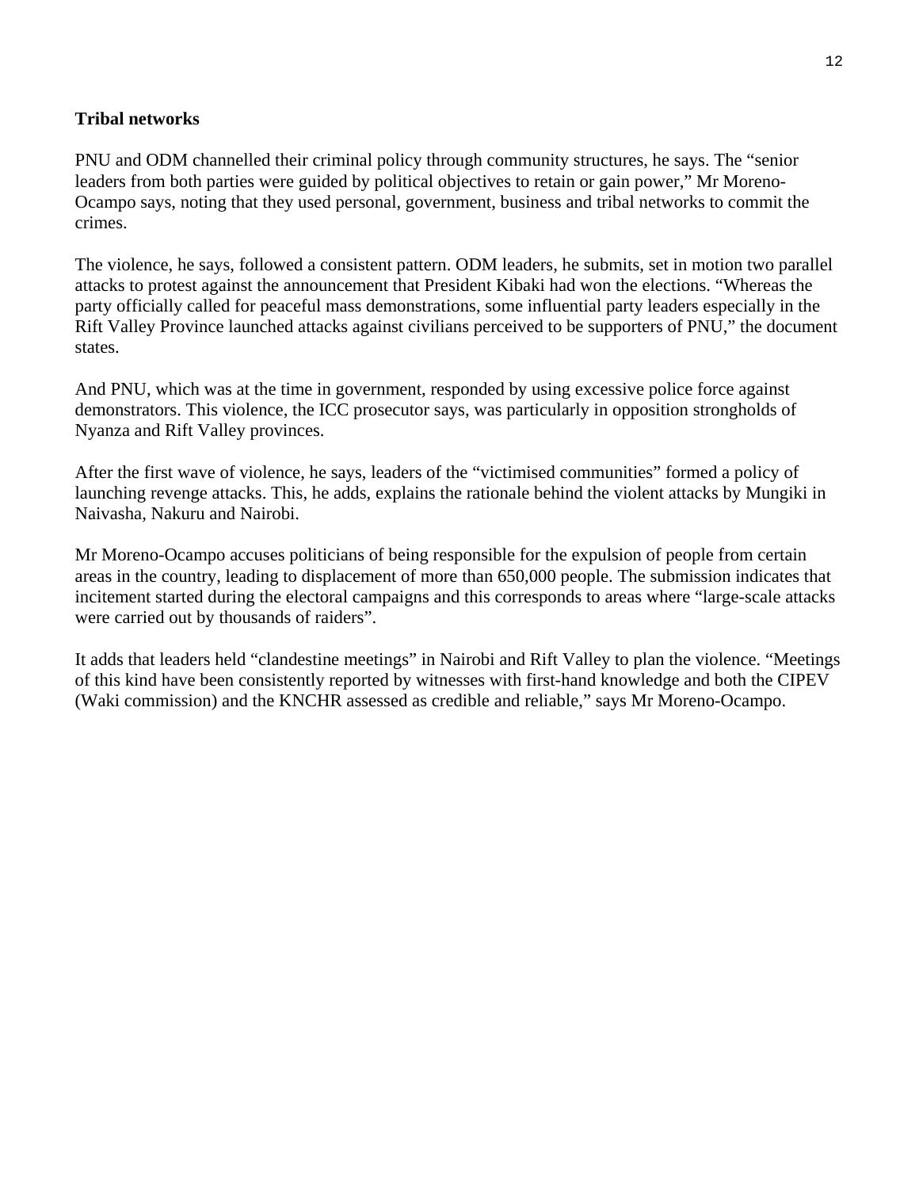**Tribal networks**

PNU and ODM channelled their criminal policy through community structures, he says. The "senior leaders from both parties were guided by political objectives to retain or gain power," Mr Moreno-Ocampo says, noting that they used personal, government, business and tribal networks to commit the crimes.

The violence, he says, followed a consistent pattern. ODM leaders, he submits, set in motion two parallel attacks to protest against the announcement that President Kibaki had won the elections. "Whereas the party officially called for peaceful mass demonstrations, some influential party leaders especially in the Rift Valley Province launched attacks against civilians perceived to be supporters of PNU," the document states.

And PNU, which was at the time in government, responded by using excessive police force against demonstrators. This violence, the ICC prosecutor says, was particularly in opposition strongholds of Nyanza and Rift Valley provinces.

After the first wave of violence, he says, leaders of the "victimised communities" formed a policy of launching revenge attacks. This, he adds, explains the rationale behind the violent attacks by Mungiki in Naivasha, Nakuru and Nairobi.

Mr Moreno-Ocampo accuses politicians of being responsible for the expulsion of people from certain areas in the country, leading to displacement of more than 650,000 people. The submission indicates that incitement started during the electoral campaigns and this corresponds to areas where "large-scale attacks were carried out by thousands of raiders".

It adds that leaders held "clandestine meetings" in Nairobi and Rift Valley to plan the violence. "Meetings of this kind have been consistently reported by witnesses with first-hand knowledge and both the CIPEV (Waki commission) and the KNCHR assessed as credible and reliable," says Mr Moreno-Ocampo.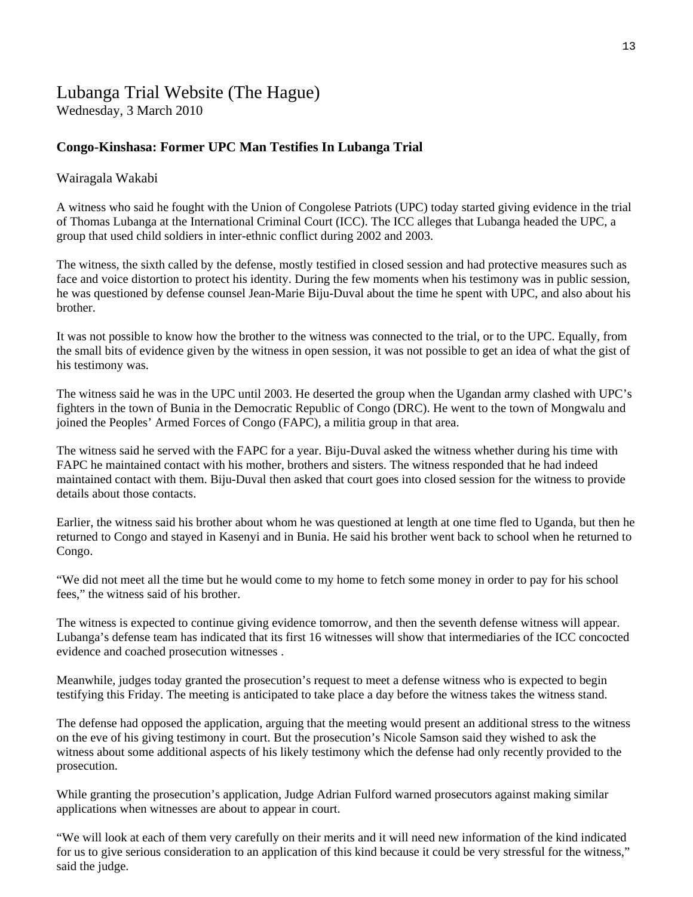# Lubanga Trial Website (The Hague)

Wednesday, 3 March 2010

**Congo-Kinshasa: Former UPC Man Testifies In Lubanga Trial**

Wairagala Wakabi

A witness who said he fought with the Union of Congolese Patriots (UPC) today started giving evidence in the trial of Thomas Lubanga at the International Criminal Court (ICC). The ICC alleges that Lubanga headed the UPC, a group that used child soldiers in inter-ethnic conflict during 2002 and 2003.

The witness, the sixth called by the defense, mostly testified in closed session and had protective measures such as face and voice distortion to protect his identity. During the few moments when his testimony was in public session, he was questioned by defense counsel Jean-Marie Biju-Duval about the time he spent with UPC, and also about his brother.

It was not possible to know how the brother to the witness was connected to the trial, or to the UPC. Equally, from the small bits of evidence given by the witness in open session, it was not possible to get an idea of what the gist of his testimony was.

The witness said he was in the UPC until 2003. He deserted the group when the Ugandan army clashed with UPC's fighters in the town of Bunia in the Democratic Republic of Congo (DRC). He went to the town of Mongwalu and joined the Peoples' Armed Forces of Congo (FAPC), a militia group in that area.

The witness said he served with the FAPC for a year. Biju-Duval asked the witness whether during his time with FAPC he maintained contact with his mother, brothers and sisters. The witness responded that he had indeed maintained contact with them. Biju-Duval then asked that court goes into closed session for the witness to provide details about those contacts.

Earlier, the witness said his brother about whom he was questioned at length at one time fled to Uganda, but then he returned to Congo and stayed in Kasenyi and in Bunia. He said his brother went back to school when he returned to Congo.

"We did not meet all the time but he would come to my home to fetch some money in order to pay for his school fees," the witness said of his brother.

The witness is expected to continue giving evidence tomorrow, and then the seventh defense witness will appear. Lubanga's defense team has indicated that its first 16 witnesses will show that intermediaries of the ICC concocted evidence and coached prosecution witnesses .

Meanwhile, judges today granted the prosecution's request to meet a defense witness who is expected to begin testifying this Friday. The meeting is anticipated to take place a day before the witness takes the witness stand.

The defense had opposed the application, arguing that the meeting would present an additional stress to the witness on the eve of his giving testimony in court. But the prosecution's Nicole Samson said they wished to ask the witness about some additional aspects of his likely testimony which the defense had only recently provided to the prosecution.

While granting the prosecution's application, Judge Adrian Fulford warned prosecutors against making similar applications when witnesses are about to appear in court.

"We will look at each of them very carefully on their merits and it will need new information of the kind indicated for us to give serious consideration to an application of this kind because it could be very stressful for the witness," said the judge.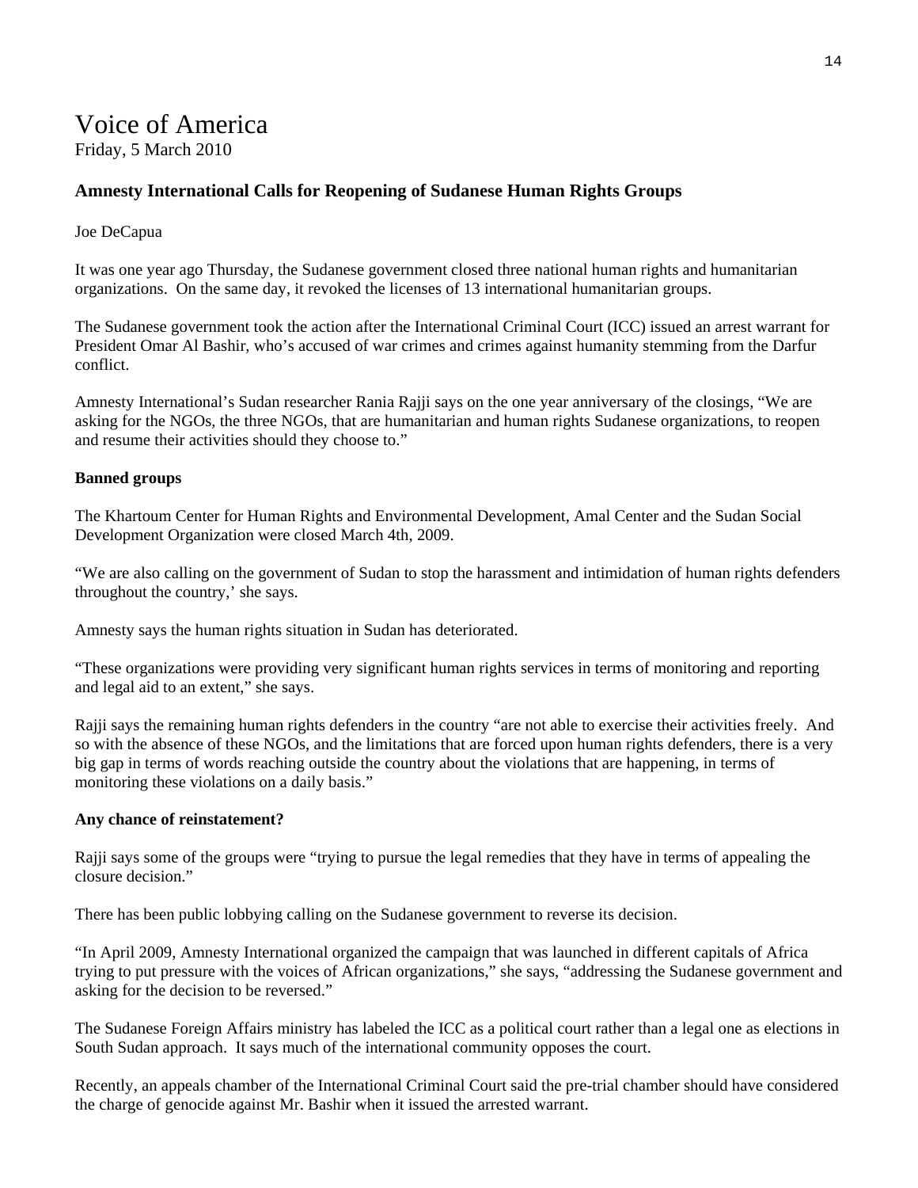# Voice of America

Friday, 5 March 2010

### Amnesty International Calls for Reopening of Sudanese Human Rights Groups

Joe DeCapua

It was one year ago Thursday, the Sudanese government closed three national human rights and humanitarian organizations. On the same day, it revoked the licenses of 13 international humanitarian groups.

The Sudanese government took the action after the International Criminal Court (ICC) issued an arrest warrant for President Omar Al Bashir, who's accused of war crimes and crimes against humanity stemming from the Darfur conflict.

Amnesty International's Sudan researcher Rania Rajji says on the one year anniversary of the closings, "We are asking for the NGOs, the three NGOs, that are humanitarian and human rights Sudanese organizations, to reopen and resume their activities should they choose to."

**Banned groups**

The Khartoum Center for Human Rights and Environmental Development, Amal Center and the Sudan Social Development Organization were closed March 4th, 2009.

"We are also calling on the government of Sudan to stop the harassment and intimidation of human rights defenders throughout the country,' she says.

Amnesty says the human rights situation in Sudan has deteriorated.

"These organizations were providing very significant human rights services in terms of monitoring and reporting and legal aid to an extent," she says.

Rajji says the remaining human rights defenders in the country "are not able to exercise their activities freely. And so with the absence of these NGOs, and the limitations that are forced upon human rights defenders, there is a very big gap in terms of words reaching outside the country about the violations that are happening, in terms of monitoring these violations on a daily basis."

**Any chance of reinstatement?**

Rajji says some of the groups were "trying to pursue the legal remedies that they have in terms of appealing the closure decision."

There has been public lobbying calling on the Sudanese government to reverse its decision.

"In April 2009, Amnesty International organized the campaign that was launched in different capitals of Africa trying to put pressure with the voices of African organizations," she says, "addressing the Sudanese government and asking for the decision to be reversed."

The Sudanese Foreign Affairs ministry has labeled the ICC as a political court rather than a legal one as elections in South Sudan approach. It says much of the international community opposes the court.

Recently, an appeals chamber of the International Criminal Court said the pre-trial chamber should have considered the charge of genocide against Mr. Bashir when it issued the arrested warrant.